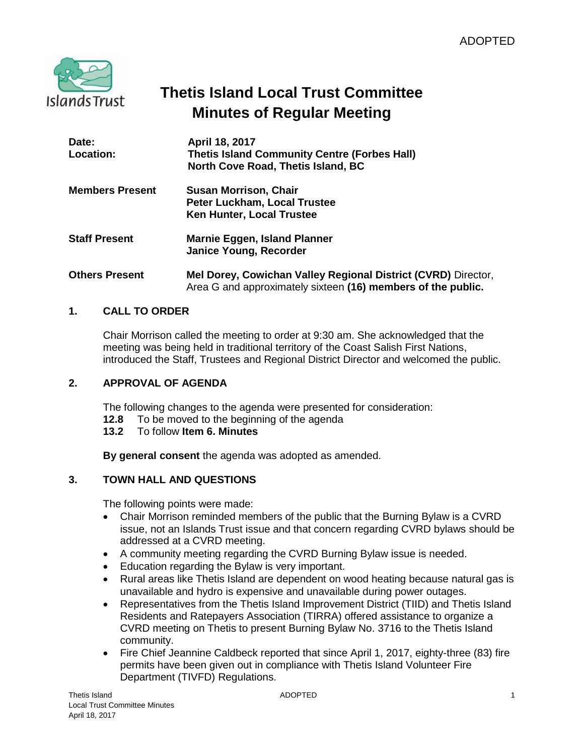ADOPTED

# Thetis Island Local Trust Committee
# Minutes of Regular Meeting

| | |
|---|---|
| **Date:** | **April 18, 2017** |
| **Location:** | **Thetis Island Community Centre (Forbes Hall)**<br>**North Cove Road, Thetis Island, BC** |
| **Members Present** | **Susan Morrison, Chair**<br>**Peter Luckham, Local Trustee**<br>**Ken Hunter, Local Trustee** |
| **Staff Present** | **Marnie Eggen, Island Planner**<br>**Janice Young, Recorder** |
| **Others Present** | **Mel Dorey, Cowichan Valley Regional District (CVRD)** Director, Area G and approximately sixteen **(16) members of the public.** |

## 1. CALL TO ORDER

Chair Morrison called the meeting to order at 9:30 am. She acknowledged that the meeting was being held in traditional territory of the Coast Salish First Nations, introduced the Staff, Trustees and Regional District Director and welcomed the public.

## 2. APPROVAL OF AGENDA

The following changes to the agenda were presented for consideration:

**12.8** To be moved to the beginning of the agenda
**13.2** To follow **Item 6. Minutes**

**By general consent** the agenda was adopted as amended.

## 3. TOWN HALL AND QUESTIONS

The following points were made:

- Chair Morrison reminded members of the public that the Burning Bylaw is a CVRD issue, not an Islands Trust issue and that concern regarding CVRD bylaws should be addressed at a CVRD meeting.
- A community meeting regarding the CVRD Burning Bylaw issue is needed.
- Education regarding the Bylaw is very important.
- Rural areas like Thetis Island are dependent on wood heating because natural gas is unavailable and hydro is expensive and unavailable during power outages.
- Representatives from the Thetis Island Improvement District (TIID) and Thetis Island Residents and Ratepayers Association (TIRRA) offered assistance to organize a CVRD meeting on Thetis to present Burning Bylaw No. 3716 to the Thetis Island community.
- Fire Chief Jeannine Caldbeck reported that since April 1, 2017, eighty-three (83) fire permits have been given out in compliance with Thetis Island Volunteer Fire Department (TIVFD) Regulations.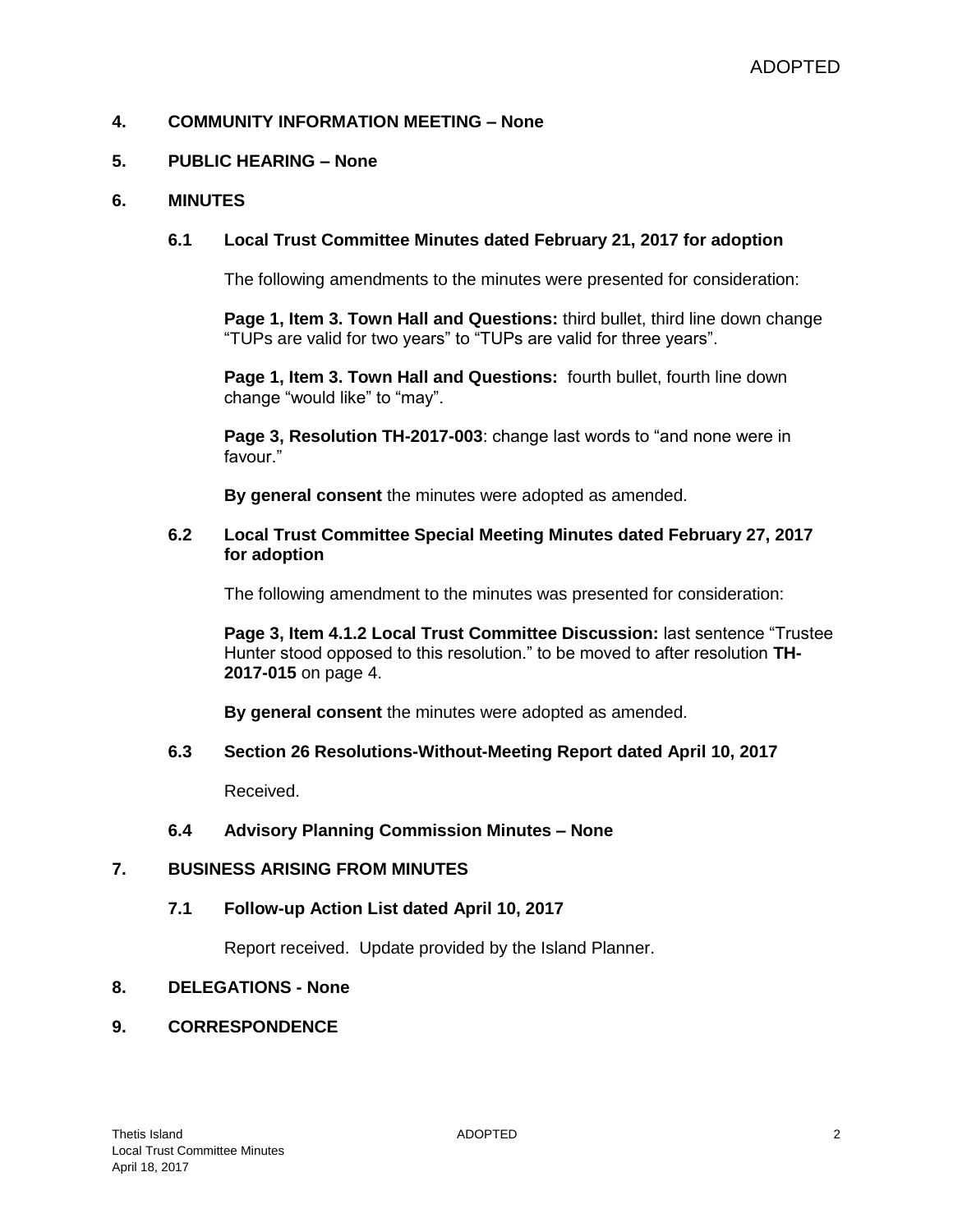ADOPTED

## 4. COMMUNITY INFORMATION MEETING – None

## 5. PUBLIC HEARING – None

## 6. MINUTES

### 6.1 Local Trust Committee Minutes dated February 21, 2017 for adoption

The following amendments to the minutes were presented for consideration:

**Page 1, Item 3. Town Hall and Questions:** third bullet, third line down change "TUPs are valid for two years" to "TUPs are valid for three years".

**Page 1, Item 3. Town Hall and Questions:** fourth bullet, fourth line down change "would like" to "may".

**Page 3, Resolution TH-2017-003**: change last words to "and none were in favour."

**By general consent** the minutes were adopted as amended.

### 6.2 Local Trust Committee Special Meeting Minutes dated February 27, 2017 for adoption

The following amendment to the minutes was presented for consideration:

**Page 3, Item 4.1.2 Local Trust Committee Discussion:** last sentence "Trustee Hunter stood opposed to this resolution." to be moved to after resolution **TH-2017-015** on page 4.

**By general consent** the minutes were adopted as amended.

### 6.3 Section 26 Resolutions-Without-Meeting Report dated April 10, 2017

Received.

### 6.4 Advisory Planning Commission Minutes – None

## 7. BUSINESS ARISING FROM MINUTES

### 7.1 Follow-up Action List dated April 10, 2017

Report received. Update provided by the Island Planner.

## 8. DELEGATIONS - None

## 9. CORRESPONDENCE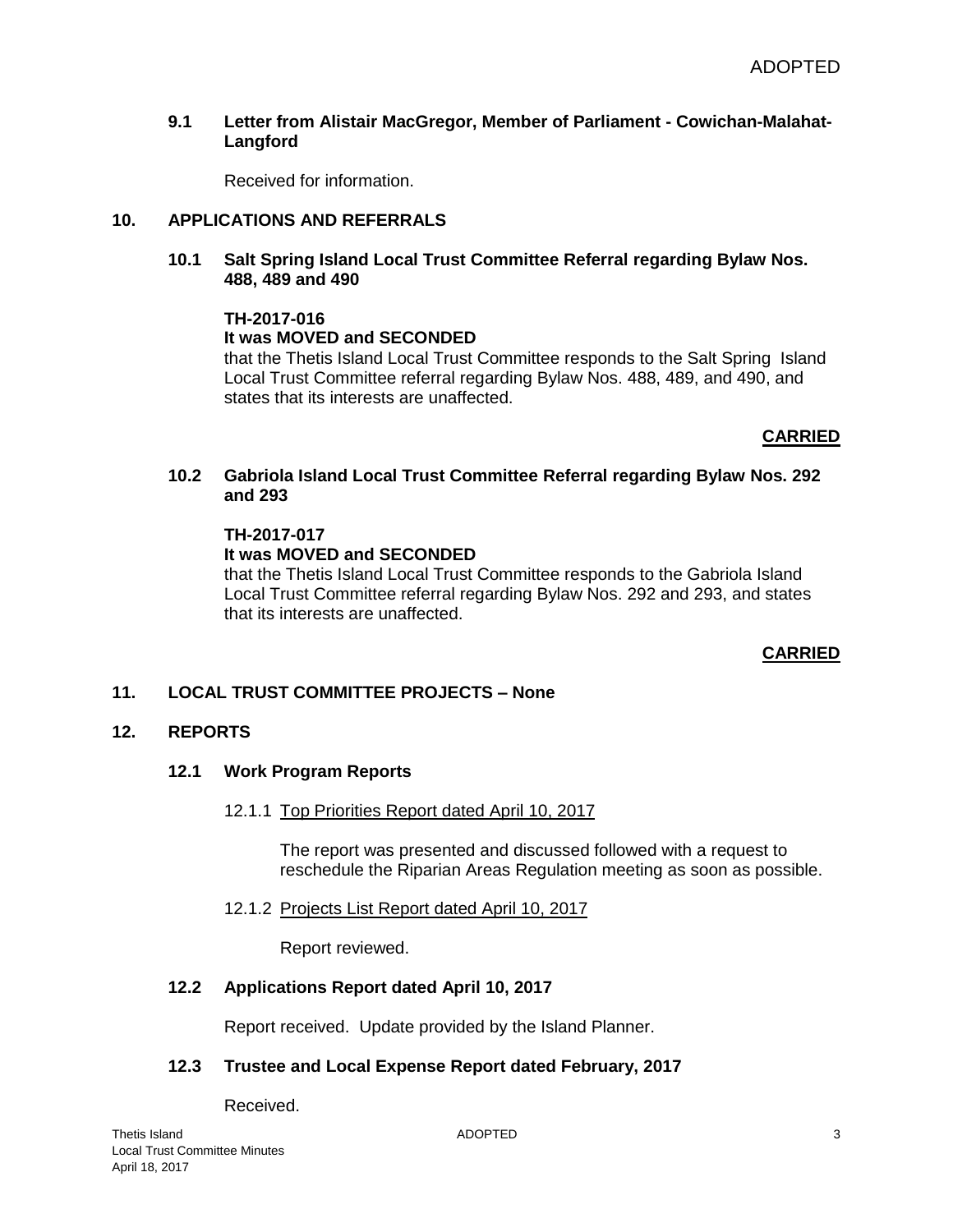### 9.1 Letter from Alistair MacGregor, Member of Parliament - Cowichan-Malahat-Langford

Received for information.

## 10. APPLICATIONS AND REFERRALS

### 10.1 Salt Spring Island Local Trust Committee Referral regarding Bylaw Nos. 488, 489 and 490

**TH-2017-016**
**It was MOVED and SECONDED**
that the Thetis Island Local Trust Committee responds to the Salt Spring Island Local Trust Committee referral regarding Bylaw Nos. 488, 489, and 490, and states that its interests are unaffected.

**CARRIED**

### 10.2 Gabriola Island Local Trust Committee Referral regarding Bylaw Nos. 292 and 293

**TH-2017-017**
**It was MOVED and SECONDED**
that the Thetis Island Local Trust Committee responds to the Gabriola Island Local Trust Committee referral regarding Bylaw Nos. 292 and 293, and states that its interests are unaffected.

**CARRIED**

## 11. LOCAL TRUST COMMITTEE PROJECTS – None

## 12. REPORTS

### 12.1 Work Program Reports

12.1.1 Top Priorities Report dated April 10, 2017

The report was presented and discussed followed with a request to reschedule the Riparian Areas Regulation meeting as soon as possible.

12.1.2 Projects List Report dated April 10, 2017

Report reviewed.

### 12.2 Applications Report dated April 10, 2017

Report received. Update provided by the Island Planner.

### 12.3 Trustee and Local Expense Report dated February, 2017

Received.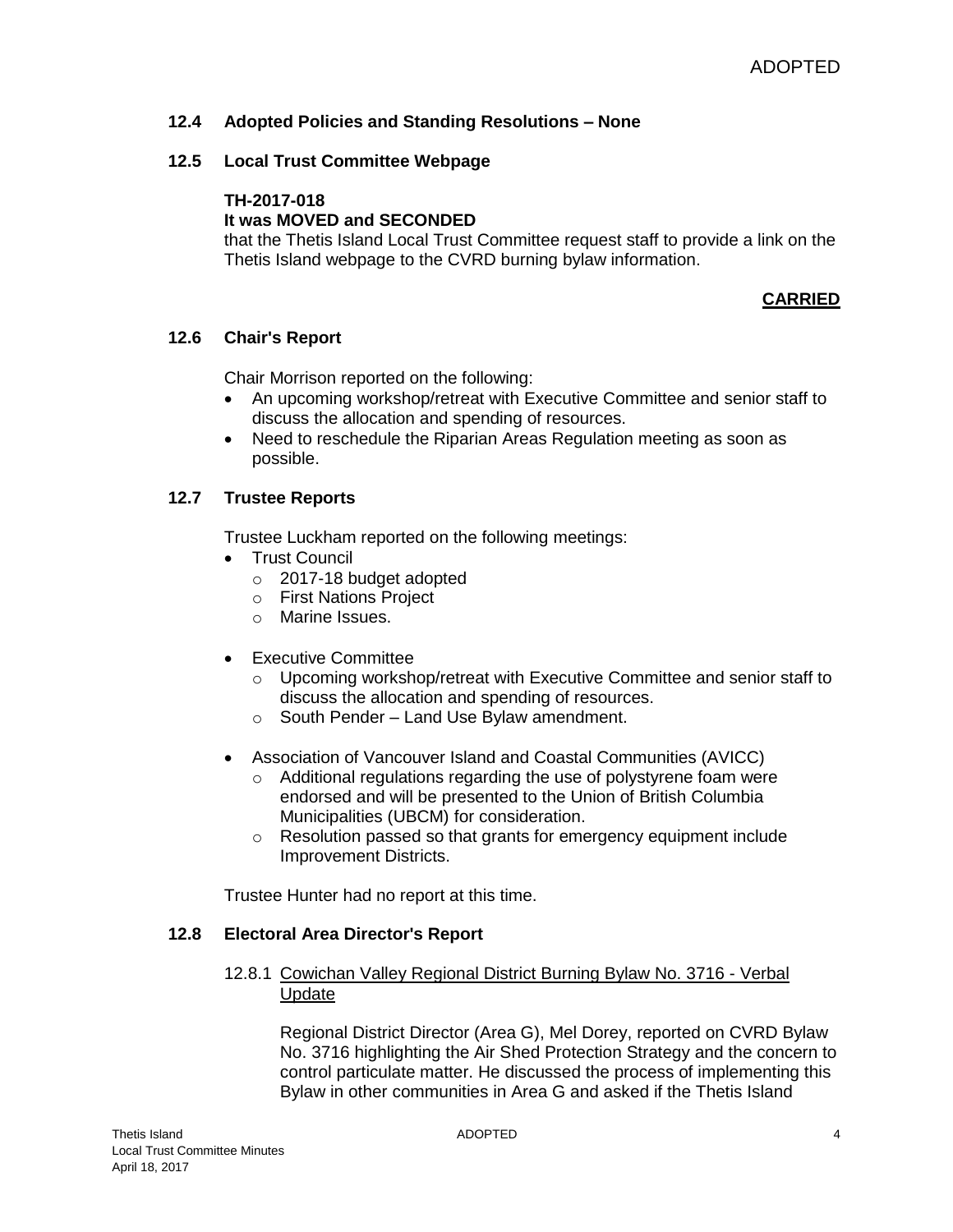### 12.4 Adopted Policies and Standing Resolutions – None

### 12.5 Local Trust Committee Webpage

**TH-2017-018**
**It was MOVED and SECONDED**
that the Thetis Island Local Trust Committee request staff to provide a link on the Thetis Island webpage to the CVRD burning bylaw information.

**CARRIED**

### 12.6 Chair's Report

Chair Morrison reported on the following:

- An upcoming workshop/retreat with Executive Committee and senior staff to discuss the allocation and spending of resources.
- Need to reschedule the Riparian Areas Regulation meeting as soon as possible.

### 12.7 Trustee Reports

Trustee Luckham reported on the following meetings:

- Trust Council
  - 2017-18 budget adopted
  - First Nations Project
  - Marine Issues.
- Executive Committee
  - Upcoming workshop/retreat with Executive Committee and senior staff to discuss the allocation and spending of resources.
  - South Pender – Land Use Bylaw amendment.
- Association of Vancouver Island and Coastal Communities (AVICC)
  - Additional regulations regarding the use of polystyrene foam were endorsed and will be presented to the Union of British Columbia Municipalities (UBCM) for consideration.
  - Resolution passed so that grants for emergency equipment include Improvement Districts.

Trustee Hunter had no report at this time.

### 12.8 Electoral Area Director's Report

12.8.1 Cowichan Valley Regional District Burning Bylaw No. 3716 - Verbal Update

Regional District Director (Area G), Mel Dorey, reported on CVRD Bylaw No. 3716 highlighting the Air Shed Protection Strategy and the concern to control particulate matter. He discussed the process of implementing this Bylaw in other communities in Area G and asked if the Thetis Island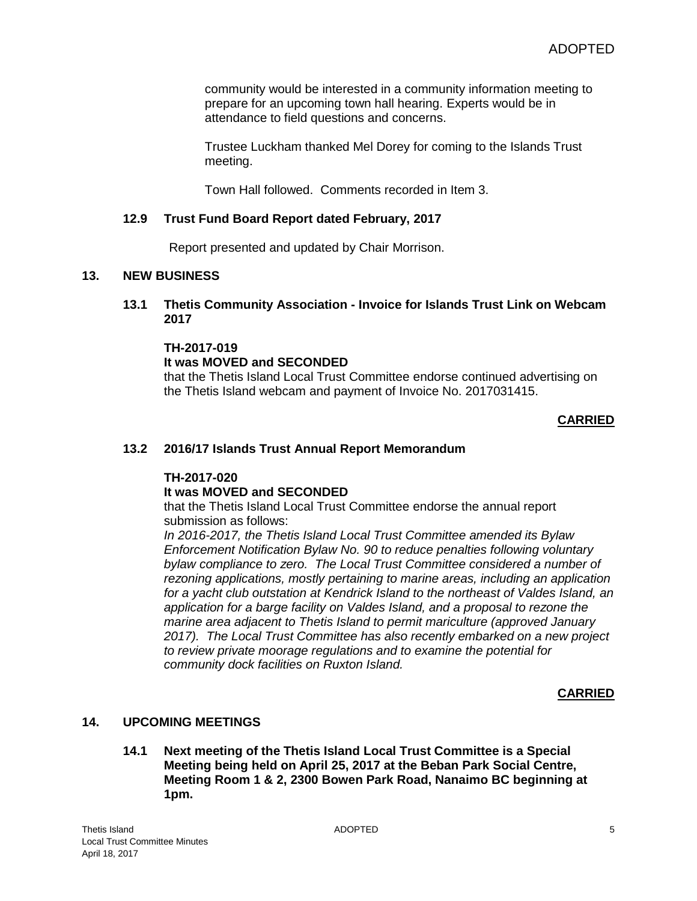community would be interested in a community information meeting to prepare for an upcoming town hall hearing. Experts would be in attendance to field questions and concerns.

Trustee Luckham thanked Mel Dorey for coming to the Islands Trust meeting.

Town Hall followed. Comments recorded in Item 3.

### 12.9 Trust Fund Board Report dated February, 2017

Report presented and updated by Chair Morrison.

## 13. NEW BUSINESS

### 13.1 Thetis Community Association - Invoice for Islands Trust Link on Webcam 2017

**TH-2017-019**
**It was MOVED and SECONDED**
that the Thetis Island Local Trust Committee endorse continued advertising on the Thetis Island webcam and payment of Invoice No. 2017031415.

**CARRIED**

### 13.2 2016/17 Islands Trust Annual Report Memorandum

**TH-2017-020**
**It was MOVED and SECONDED**
that the Thetis Island Local Trust Committee endorse the annual report submission as follows:
*In 2016-2017, the Thetis Island Local Trust Committee amended its Bylaw Enforcement Notification Bylaw No. 90 to reduce penalties following voluntary bylaw compliance to zero. The Local Trust Committee considered a number of rezoning applications, mostly pertaining to marine areas, including an application for a yacht club outstation at Kendrick Island to the northeast of Valdes Island, an application for a barge facility on Valdes Island, and a proposal to rezone the marine area adjacent to Thetis Island to permit mariculture (approved January 2017). The Local Trust Committee has also recently embarked on a new project to review private moorage regulations and to examine the potential for community dock facilities on Ruxton Island.*

**CARRIED**

## 14. UPCOMING MEETINGS

### 14.1 Next meeting of the Thetis Island Local Trust Committee is a Special Meeting being held on April 25, 2017 at the Beban Park Social Centre, Meeting Room 1 & 2, 2300 Bowen Park Road, Nanaimo BC beginning at 1pm.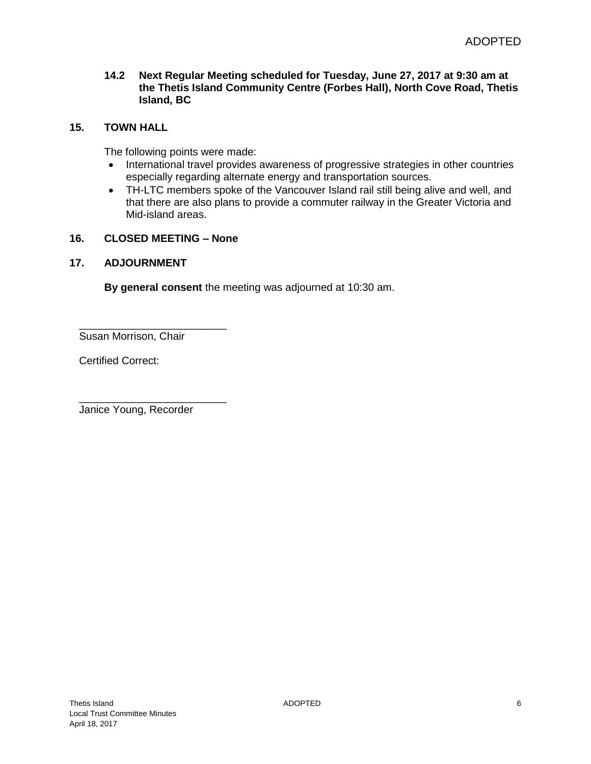**14.2 Next Regular Meeting scheduled for Tuesday, June 27, 2017 at 9:30 am at the Thetis Island Community Centre (Forbes Hall), North Cove Road, Thetis Island, BC**

## 15. TOWN HALL

The following points were made:

- International travel provides awareness of progressive strategies in other countries especially regarding alternate energy and transportation sources.
- TH-LTC members spoke of the Vancouver Island rail still being alive and well, and that there are also plans to provide a commuter railway in the Greater Victoria and Mid-island areas.

## 16. CLOSED MEETING – None

## 17. ADJOURNMENT

**By general consent** the meeting was adjourned at 10:30 am.

_________________________
Susan Morrison, Chair

Certified Correct:

_________________________
Janice Young, Recorder